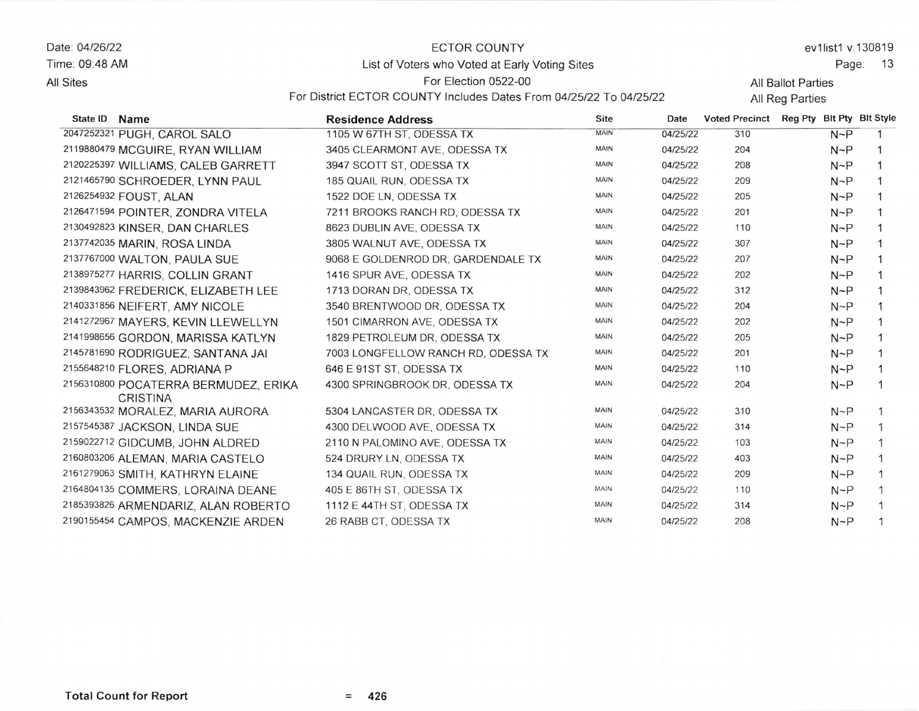Date: 04/26/22
Time: 09:48 AM
All Sites

# ECTOR COUNTY

## List of Voters who Voted at Early Voting Sites

For Election 0522-00

For District ECTOR COUNTY Includes Dates From 04/25/22 To 04/25/22

ev1list1 v.130819

All Ballot Parties
All Reg Parties

| State ID | Name | Residence Address | Site | Date | Voted Precinct | Reg Pty | Blt Pty | Blt Style |
|---|---|---|---|---|---|---|---|---|
| 2047252321 | PUGH, CAROL SALO | 1105 W 67TH ST, ODESSA TX | MAIN | 04/25/22 | 310 | | N~P | 1 |
| 2119880479 | MCGUIRE, RYAN WILLIAM | 3405 CLEARMONT AVE, ODESSA TX | MAIN | 04/25/22 | 204 | | N~P | 1 |
| 2120225397 | WILLIAMS, CALEB GARRETT | 3947 SCOTT ST, ODESSA TX | MAIN | 04/25/22 | 208 | | N~P | 1 |
| 2121465790 | SCHROEDER, LYNN PAUL | 185 QUAIL RUN, ODESSA TX | MAIN | 04/25/22 | 209 | | N~P | 1 |
| 2126254932 | FOUST, ALAN | 1522 DOE LN, ODESSA TX | MAIN | 04/25/22 | 205 | | N~P | 1 |
| 2126471594 | POINTER, ZONDRA VITELA | 7211 BROOKS RANCH RD, ODESSA TX | MAIN | 04/25/22 | 201 | | N~P | 1 |
| 2130492823 | KINSER, DAN CHARLES | 8623 DUBLIN AVE, ODESSA TX | MAIN | 04/25/22 | 110 | | N~P | 1 |
| 2137742035 | MARIN, ROSA LINDA | 3805 WALNUT AVE, ODESSA TX | MAIN | 04/25/22 | 307 | | N~P | 1 |
| 2137767000 | WALTON, PAULA SUE | 9068 E GOLDENROD DR, GARDENDALE TX | MAIN | 04/25/22 | 207 | | N~P | 1 |
| 2138975277 | HARRIS, COLLIN GRANT | 1416 SPUR AVE, ODESSA TX | MAIN | 04/25/22 | 202 | | N~P | 1 |
| 2139843962 | FREDERICK, ELIZABETH LEE | 1713 DORAN DR, ODESSA TX | MAIN | 04/25/22 | 312 | | N~P | 1 |
| 2140331856 | NEIFERT, AMY NICOLE | 3540 BRENTWOOD DR, ODESSA TX | MAIN | 04/25/22 | 204 | | N~P | 1 |
| 2141272967 | MAYERS, KEVIN LLEWELLYN | 1501 CIMARRON AVE, ODESSA TX | MAIN | 04/25/22 | 202 | | N~P | 1 |
| 2141998656 | GORDON, MARISSA KATLYN | 1829 PETROLEUM DR, ODESSA TX | MAIN | 04/25/22 | 205 | | N~P | 1 |
| 2145781690 | RODRIGUEZ, SANTANA JAI | 7003 LONGFELLOW RANCH RD, ODESSA TX | MAIN | 04/25/22 | 201 | | N~P | 1 |
| 2155648210 | FLORES, ADRIANA P | 646 E 91ST ST, ODESSA TX | MAIN | 04/25/22 | 110 | | N~P | 1 |
| 2156310800 | POCATERRA BERMUDEZ, ERIKA CRISTINA | 4300 SPRINGBROOK DR, ODESSA TX | MAIN | 04/25/22 | 204 | | N~P | 1 |
| 2156343532 | MORALEZ, MARIA AURORA | 5304 LANCASTER DR, ODESSA TX | MAIN | 04/25/22 | 310 | | N~P | 1 |
| 2157545387 | JACKSON, LINDA SUE | 4300 DELWOOD AVE, ODESSA TX | MAIN | 04/25/22 | 314 | | N~P | 1 |
| 2159022712 | GIDCUMB, JOHN ALDRED | 2110 N PALOMINO AVE, ODESSA TX | MAIN | 04/25/22 | 103 | | N~P | 1 |
| 2160803206 | ALEMAN, MARIA CASTELO | 524 DRURY LN, ODESSA TX | MAIN | 04/25/22 | 403 | | N~P | 1 |
| 2161279063 | SMITH, KATHRYN ELAINE | 134 QUAIL RUN, ODESSA TX | MAIN | 04/25/22 | 209 | | N~P | 1 |
| 2164804135 | COMMERS, LORAINA DEANE | 405 E 86TH ST, ODESSA TX | MAIN | 04/25/22 | 110 | | N~P | 1 |
| 2185393826 | ARMENDARIZ, ALAN ROBERTO | 1112 E 44TH ST, ODESSA TX | MAIN | 04/25/22 | 314 | | N~P | 1 |
| 2190155454 | CAMPOS, MACKENZIE ARDEN | 26 RABB CT, ODESSA TX | MAIN | 04/25/22 | 208 | | N~P | 1 |

**Total Count for Report** = **426**